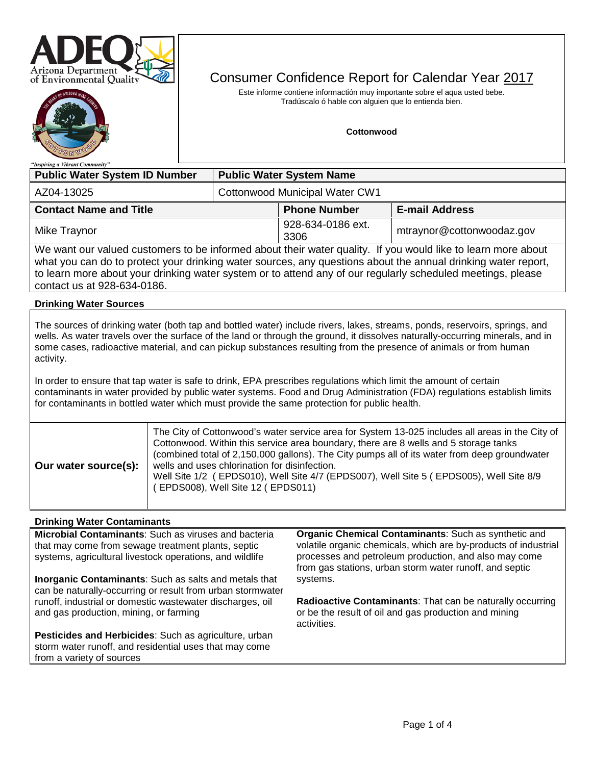# Consumer Confidence Report for Calendar Year 2017

Este informe contiene información muy importante sobre el aqua usted bebe.
Tradúscalo ó hable con alguien que lo entienda bien.

**Cottonwood**

| Public Water System ID Number | Public Water System Name |
|---|---|
| AZ04-13025 | Cottonwood Municipal Water CW1 |

| Contact Name and Title | Phone Number | E-mail Address |
|---|---|---|
| Mike Traynor | 928-634-0186 ext. 3306 | mtraynor@cottonwoodaz.gov |

We want our valued customers to be informed about their water quality. If you would like to learn more about what you can do to protect your drinking water sources, any questions about the annual drinking water report, to learn more about your drinking water system or to attend any of our regularly scheduled meetings, please contact us at 928-634-0186.

### Drinking Water Sources

The sources of drinking water (both tap and bottled water) include rivers, lakes, streams, ponds, reservoirs, springs, and wells. As water travels over the surface of the land or through the ground, it dissolves naturally-occurring minerals, and in some cases, radioactive material, and can pickup substances resulting from the presence of animals or from human activity.

In order to ensure that tap water is safe to drink, EPA prescribes regulations which limit the amount of certain contaminants in water provided by public water systems. Food and Drug Administration (FDA) regulations establish limits for contaminants in bottled water which must provide the same protection for public health.

| | |
|---|---|
| **Our water source(s):** | The City of Cottonwood's water service area for System 13-025 includes all areas in the City of Cottonwood. Within this service area boundary, there are 8 wells and 5 storage tanks (combined total of 2,150,000 gallons). The City pumps all of its water from deep groundwater wells and uses chlorination for disinfection.<br>Well Site 1/2 ( EPDS010), Well Site 4/7 (EPDS007), Well Site 5 ( EPDS005), Well Site 8/9 ( EPDS008), Well Site 12 ( EPDS011) |

### Drinking Water Contaminants

**Microbial Contaminants**: Such as viruses and bacteria that may come from sewage treatment plants, septic systems, agricultural livestock operations, and wildlife

**Inorganic Contaminants**: Such as salts and metals that can be naturally-occurring or result from urban stormwater runoff, industrial or domestic wastewater discharges, oil and gas production, mining, or farming

**Pesticides and Herbicides**: Such as agriculture, urban storm water runoff, and residential uses that may come from a variety of sources

**Organic Chemical Contaminants**: Such as synthetic and volatile organic chemicals, which are by-products of industrial processes and petroleum production, and also may come from gas stations, urban storm water runoff, and septic systems.

**Radioactive Contaminants**: That can be naturally occurring or be the result of oil and gas production and mining activities.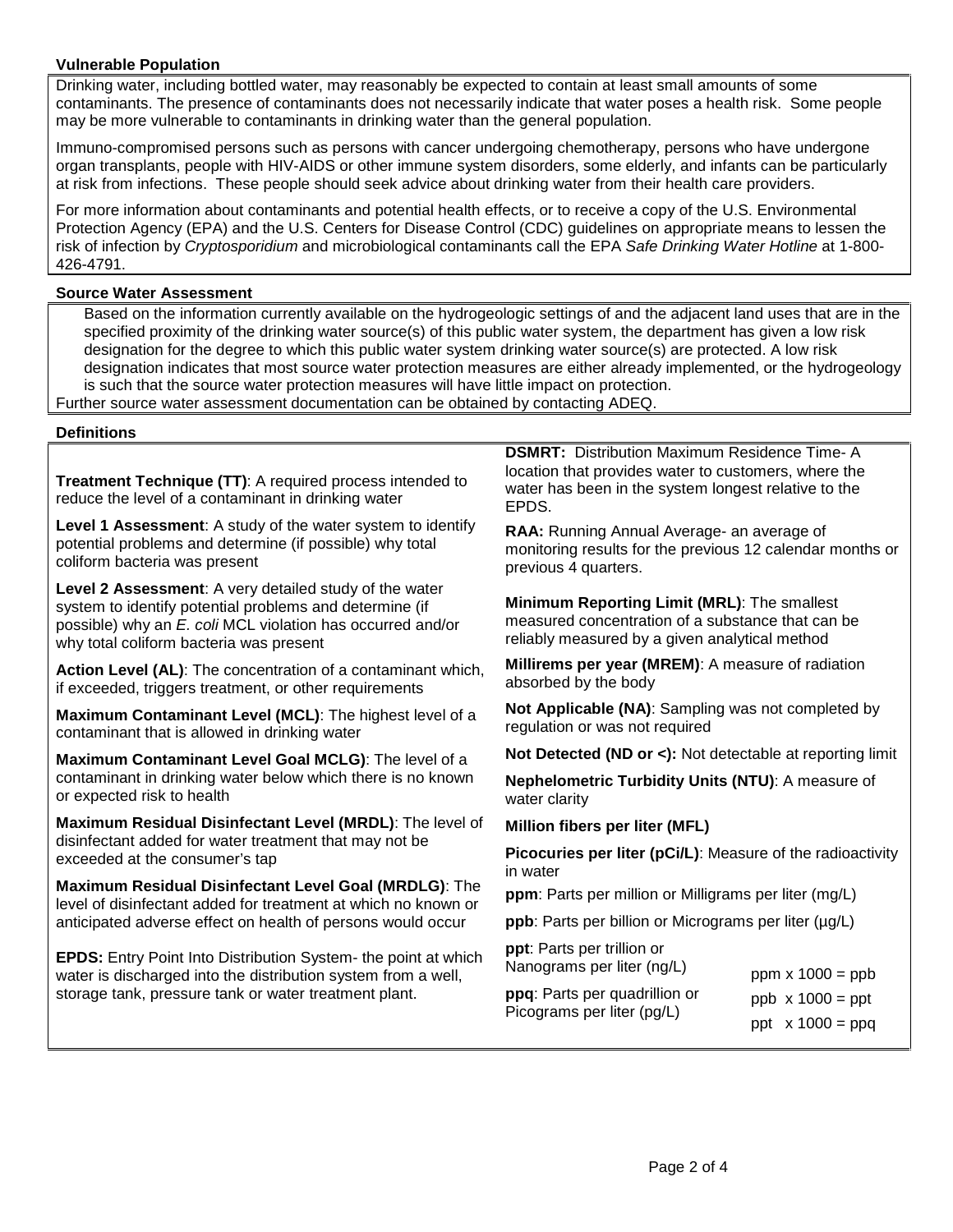### Vulnerable Population

Drinking water, including bottled water, may reasonably be expected to contain at least small amounts of some contaminants. The presence of contaminants does not necessarily indicate that water poses a health risk. Some people may be more vulnerable to contaminants in drinking water than the general population.

Immuno-compromised persons such as persons with cancer undergoing chemotherapy, persons who have undergone organ transplants, people with HIV-AIDS or other immune system disorders, some elderly, and infants can be particularly at risk from infections. These people should seek advice about drinking water from their health care providers.

For more information about contaminants and potential health effects, or to receive a copy of the U.S. Environmental Protection Agency (EPA) and the U.S. Centers for Disease Control (CDC) guidelines on appropriate means to lessen the risk of infection by *Cryptosporidium* and microbiological contaminants call the EPA *Safe Drinking Water Hotline* at 1-800-426-4791.

### Source Water Assessment

Based on the information currently available on the hydrogeologic settings of and the adjacent land uses that are in the specified proximity of the drinking water source(s) of this public water system, the department has given a low risk designation for the degree to which this public water system drinking water source(s) are protected. A low risk designation indicates that most source water protection measures are either already implemented, or the hydrogeology is such that the source water protection measures will have little impact on protection.

Further source water assessment documentation can be obtained by contacting ADEQ.

### Definitions

**Treatment Technique (TT)**: A required process intended to reduce the level of a contaminant in drinking water

**Level 1 Assessment**: A study of the water system to identify potential problems and determine (if possible) why total coliform bacteria was present

**Level 2 Assessment**: A very detailed study of the water system to identify potential problems and determine (if possible) why an *E. coli* MCL violation has occurred and/or why total coliform bacteria was present

**Action Level (AL)**: The concentration of a contaminant which, if exceeded, triggers treatment, or other requirements

**Maximum Contaminant Level (MCL)**: The highest level of a contaminant that is allowed in drinking water

**Maximum Contaminant Level Goal MCLG)**: The level of a contaminant in drinking water below which there is no known or expected risk to health

**Maximum Residual Disinfectant Level (MRDL)**: The level of disinfectant added for water treatment that may not be exceeded at the consumer's tap

**Maximum Residual Disinfectant Level Goal (MRDLG)**: The level of disinfectant added for treatment at which no known or anticipated adverse effect on health of persons would occur

**EPDS:** Entry Point Into Distribution System- the point at which water is discharged into the distribution system from a well, storage tank, pressure tank or water treatment plant.

**DSMRT:** Distribution Maximum Residence Time- A location that provides water to customers, where the water has been in the system longest relative to the EPDS.

**RAA:** Running Annual Average- an average of monitoring results for the previous 12 calendar months or previous 4 quarters.

**Minimum Reporting Limit (MRL)**: The smallest measured concentration of a substance that can be reliably measured by a given analytical method

**Millirems per year (MREM)**: A measure of radiation absorbed by the body

**Not Applicable (NA)**: Sampling was not completed by regulation or was not required

**Not Detected (ND or <):** Not detectable at reporting limit

**Nephelometric Turbidity Units (NTU)**: A measure of water clarity

**Million fibers per liter (MFL)**

**Picocuries per liter (pCi/L)**: Measure of the radioactivity in water

**ppm**: Parts per million or Milligrams per liter (mg/L)

**ppb**: Parts per billion or Micrograms per liter (µg/L)

**ppt**: Parts per trillion or Nanograms per liter (ng/L)

**ppq**: Parts per quadrillion or Picograms per liter (pg/L)

ppm x 1000 = ppb

ppb x 1000 = ppt

ppt x 1000 = ppq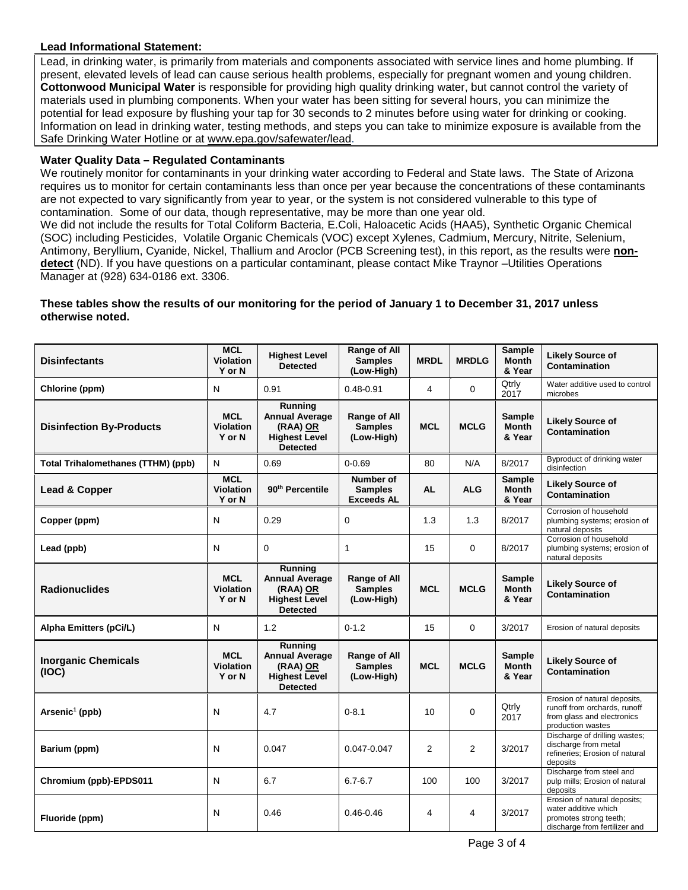**Lead Informational Statement:**

Lead, in drinking water, is primarily from materials and components associated with service lines and home plumbing. If present, elevated levels of lead can cause serious health problems, especially for pregnant women and young children. **Cottonwood Municipal Water** is responsible for providing high quality drinking water, but cannot control the variety of materials used in plumbing components. When your water has been sitting for several hours, you can minimize the potential for lead exposure by flushing your tap for 30 seconds to 2 minutes before using water for drinking or cooking. Information on lead in drinking water, testing methods, and steps you can take to minimize exposure is available from the Safe Drinking Water Hotline or at www.epa.gov/safewater/lead.

**Water Quality Data – Regulated Contaminants**

We routinely monitor for contaminants in your drinking water according to Federal and State laws. The State of Arizona requires us to monitor for certain contaminants less than once per year because the concentrations of these contaminants are not expected to vary significantly from year to year, or the system is not considered vulnerable to this type of contamination. Some of our data, though representative, may be more than one year old.

We did not include the results for Total Coliform Bacteria, E.Coli, Haloacetic Acids (HAA5), Synthetic Organic Chemical (SOC) including Pesticides, Volatile Organic Chemicals (VOC) except Xylenes, Cadmium, Mercury, Nitrite, Selenium, Antimony, Beryllium, Cyanide, Nickel, Thallium and Aroclor (PCB Screening test), in this report, as the results were **non-detect** (ND). If you have questions on a particular contaminant, please contact Mike Traynor –Utilities Operations Manager at (928) 634-0186 ext. 3306.

**These tables show the results of our monitoring for the period of January 1 to December 31, 2017 unless otherwise noted.**

| **Disinfectants** | **MCL Violation Y or N** | **Highest Level Detected** | **Range of All Samples (Low-High)** | **MRDL** | **MRDLG** | **Sample Month & Year** | **Likely Source of Contamination** |
|---|---|---|---|---|---|---|---|
| **Chlorine (ppm)** | N | 0.91 | 0.48-0.91 | 4 | 0 | Qtrly 2017 | Water additive used to control microbes |
| **Disinfection By-Products** | **MCL Violation Y or N** | **Running Annual Average (RAA) OR Highest Level Detected** | **Range of All Samples (Low-High)** | **MCL** | **MCLG** | **Sample Month & Year** | **Likely Source of Contamination** |
| **Total Trihalomethanes (TTHM) (ppb)** | N | 0.69 | 0-0.69 | 80 | N/A | 8/2017 | Byproduct of drinking water disinfection |
| **Lead & Copper** | **MCL Violation Y or N** | **90th Percentile** | **Number of Samples Exceeds AL** | **AL** | **ALG** | **Sample Month & Year** | **Likely Source of Contamination** |
| **Copper (ppm)** | N | 0.29 | 0 | 1.3 | 1.3 | 8/2017 | Corrosion of household plumbing systems; erosion of natural deposits |
| **Lead (ppb)** | N | 0 | 1 | 15 | 0 | 8/2017 | Corrosion of household plumbing systems; erosion of natural deposits |
| **Radionuclides** | **MCL Violation Y or N** | **Running Annual Average (RAA) OR Highest Level Detected** | **Range of All Samples (Low-High)** | **MCL** | **MCLG** | **Sample Month & Year** | **Likely Source of Contamination** |
| **Alpha Emitters (pCi/L)** | N | 1.2 | 0-1.2 | 15 | 0 | 3/2017 | Erosion of natural deposits |
| **Inorganic Chemicals (IOC)** | **MCL Violation Y or N** | **Running Annual Average (RAA) OR Highest Level Detected** | **Range of All Samples (Low-High)** | **MCL** | **MCLG** | **Sample Month & Year** | **Likely Source of Contamination** |
| **Arsenic[1] (ppb)** | N | 4.7 | 0-8.1 | 10 | 0 | Qtrly 2017 | Erosion of natural deposits, runoff from orchards, runoff from glass and electronics production wastes |
| **Barium (ppm)** | N | 0.047 | 0.047-0.047 | 2 | 2 | 3/2017 | Discharge of drilling wastes; discharge from metal refineries; Erosion of natural deposits |
| **Chromium (ppb)-EPDS011** | N | 6.7 | 6.7-6.7 | 100 | 100 | 3/2017 | Discharge from steel and pulp mills; Erosion of natural deposits |
| **Fluoride (ppm)** | N | 0.46 | 0.46-0.46 | 4 | 4 | 3/2017 | Erosion of natural deposits; water additive which promotes strong teeth; discharge from fertilizer and |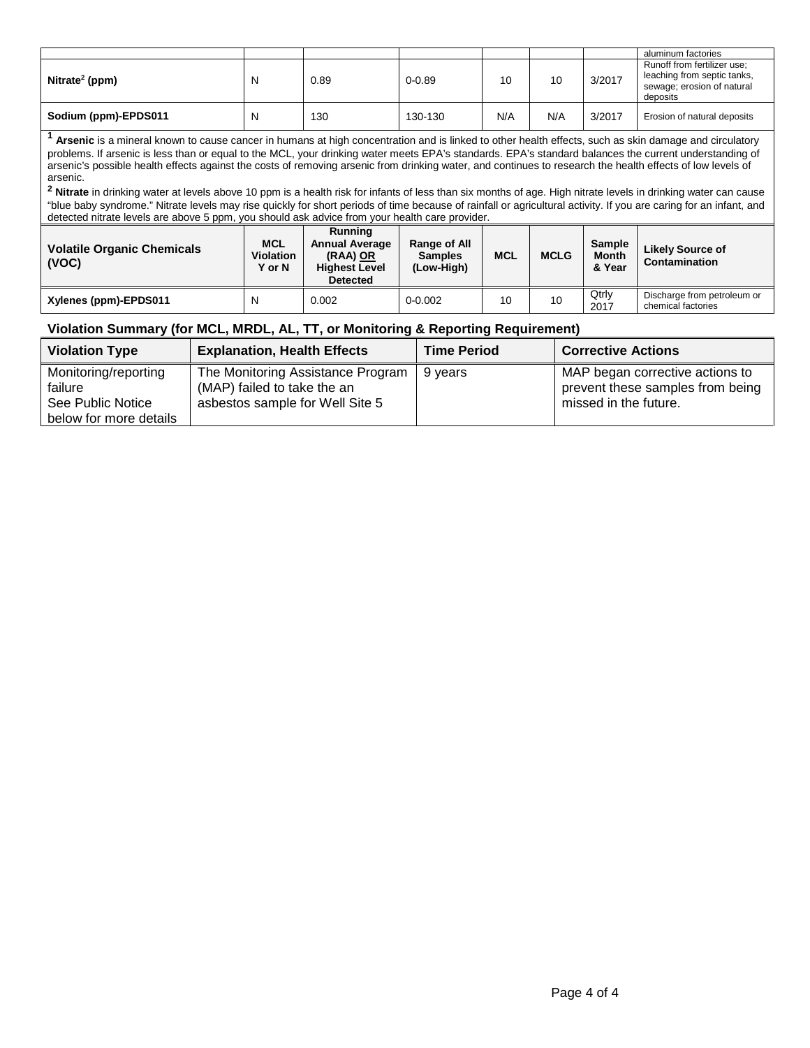| | | | | | | | |
|---|---|---|---|---|---|---|---|
| | | | | | | | aluminum factories |
| **Nitrate[2] (ppm)** | N | 0.89 | 0-0.89 | 10 | 10 | 3/2017 | Runoff from fertilizer use; leaching from septic tanks, sewage; erosion of natural deposits |
| **Sodium (ppm)-EPDS011** | N | 130 | 130-130 | N/A | N/A | 3/2017 | Erosion of natural deposits |

[1] **Arsenic** is a mineral known to cause cancer in humans at high concentration and is linked to other health effects, such as skin damage and circulatory problems. If arsenic is less than or equal to the MCL, your drinking water meets EPA's standards. EPA's standard balances the current understanding of arsenic's possible health effects against the costs of removing arsenic from drinking water, and continues to research the health effects of low levels of arsenic.

[2] **Nitrate** in drinking water at levels above 10 ppm is a health risk for infants of less than six months of age. High nitrate levels in drinking water can cause "blue baby syndrome." Nitrate levels may rise quickly for short periods of time because of rainfall or agricultural activity. If you are caring for an infant, and detected nitrate levels are above 5 ppm, you should ask advice from your health care provider.

| Volatile Organic Chemicals (VOC) | MCL Violation Y or N | Running Annual Average (RAA) OR Highest Level Detected | Range of All Samples (Low-High) | MCL | MCLG | Sample Month & Year | Likely Source of Contamination |
|---|---|---|---|---|---|---|---|
| **Xylenes (ppm)-EPDS011** | N | 0.002 | 0-0.002 | 10 | 10 | Qtrly 2017 | Discharge from petroleum or chemical factories |

## Violation Summary (for MCL, MRDL, AL, TT, or Monitoring & Reporting Requirement)

| Violation Type | Explanation, Health Effects | Time Period | Corrective Actions |
|---|---|---|---|
| Monitoring/reporting failure See Public Notice below for more details | The Monitoring Assistance Program (MAP) failed to take the an asbestos sample for Well Site 5 | 9 years | MAP began corrective actions to prevent these samples from being missed in the future. |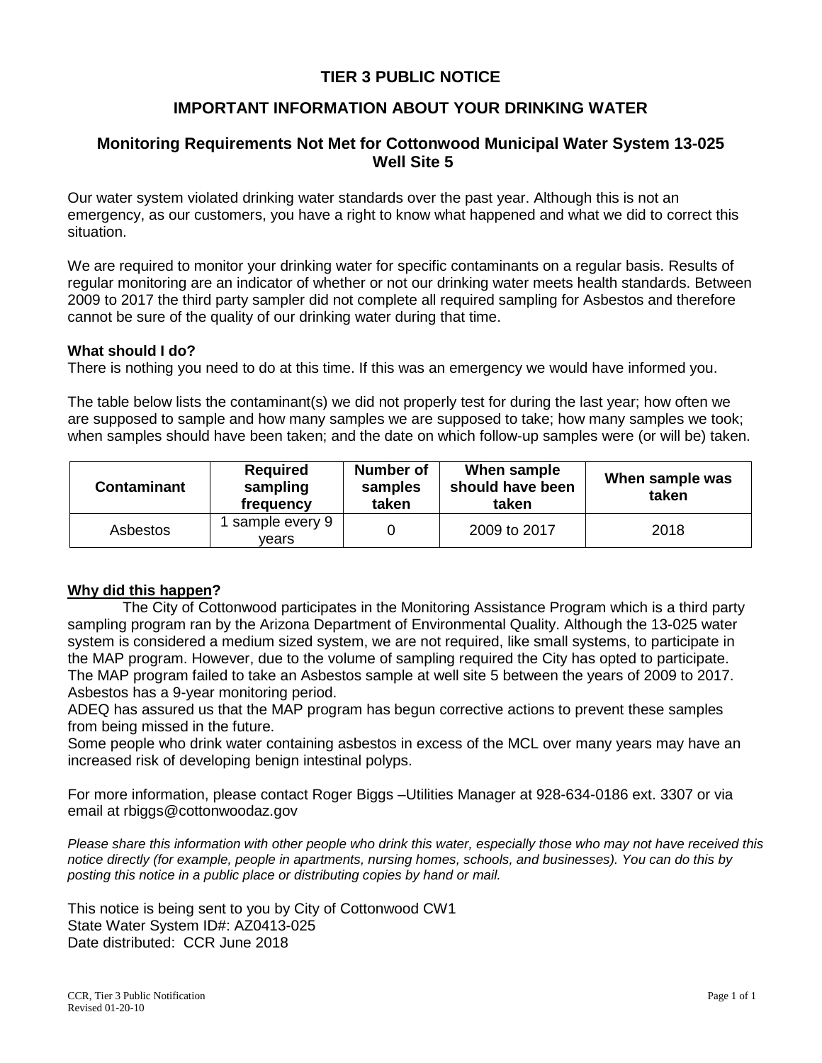# TIER 3 PUBLIC NOTICE

## IMPORTANT INFORMATION ABOUT YOUR DRINKING WATER

### Monitoring Requirements Not Met for Cottonwood Municipal Water System 13-025 Well Site 5

Our water system violated drinking water standards over the past year. Although this is not an emergency, as our customers, you have a right to know what happened and what we did to correct this situation.

We are required to monitor your drinking water for specific contaminants on a regular basis. Results of regular monitoring are an indicator of whether or not our drinking water meets health standards. Between 2009 to 2017 the third party sampler did not complete all required sampling for Asbestos and therefore cannot be sure of the quality of our drinking water during that time.

**What should I do?**
There is nothing you need to do at this time. If this was an emergency we would have informed you.

The table below lists the contaminant(s) we did not properly test for during the last year; how often we are supposed to sample and how many samples we are supposed to take; how many samples we took; when samples should have been taken; and the date on which follow-up samples were (or will be) taken.

| Contaminant | Required sampling frequency | Number of samples taken | When sample should have been taken | When sample was taken |
|---|---|---|---|---|
| Asbestos | 1 sample every 9 years | 0 | 2009 to 2017 | 2018 |

**Why did this happen?**

The City of Cottonwood participates in the Monitoring Assistance Program which is a third party sampling program ran by the Arizona Department of Environmental Quality. Although the 13-025 water system is considered a medium sized system, we are not required, like small systems, to participate in the MAP program. However, due to the volume of sampling required the City has opted to participate. The MAP program failed to take an Asbestos sample at well site 5 between the years of 2009 to 2017. Asbestos has a 9-year monitoring period.

ADEQ has assured us that the MAP program has begun corrective actions to prevent these samples from being missed in the future.

Some people who drink water containing asbestos in excess of the MCL over many years may have an increased risk of developing benign intestinal polyps.

For more information, please contact Roger Biggs –Utilities Manager at 928-634-0186 ext. 3307 or via email at rbiggs@cottonwoodaz.gov

*Please share this information with other people who drink this water, especially those who may not have received this notice directly (for example, people in apartments, nursing homes, schools, and businesses). You can do this by posting this notice in a public place or distributing copies by hand or mail.*

This notice is being sent to you by City of Cottonwood CW1
State Water System ID#: AZ0413-025
Date distributed: CCR June 2018

CCR, Tier 3 Public Notification
Revised 01-20-10